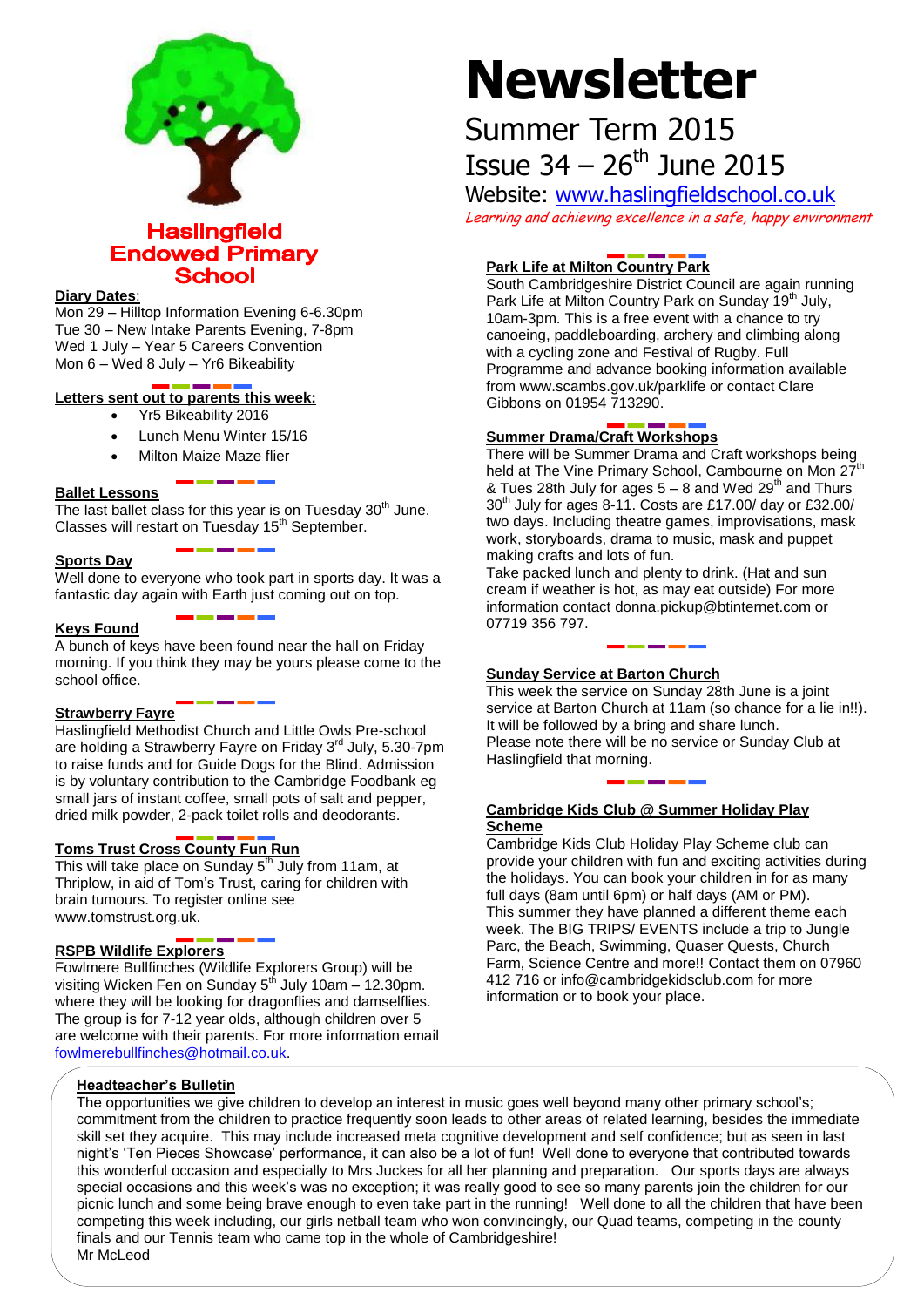# Haslingfield Endowed Primary School

# Newsletter

## Summer Term 2015

## Issue 34 – 26th June 2015

Website: www.haslingfieldschool.co.uk

*Learning and achieving excellence in a safe, happy environment*

**Diary Dates**:

Mon 29 – Hilltop Information Evening 6-6.30pm
Tue 30 – New Intake Parents Evening, 7-8pm
Wed 1 July – Year 5 Careers Convention
Mon 6 – Wed 8 July – Yr6 Bikeability

### Letters sent out to parents this week:

- Yr5 Bikeability 2016
- Lunch Menu Winter 15/16
- Milton Maize Maze flier

### Ballet Lessons

The last ballet class for this year is on Tuesday 30th June. Classes will restart on Tuesday 15th September.

### Sports Day

Well done to everyone who took part in sports day. It was a fantastic day again with Earth just coming out on top.

### Keys Found

A bunch of keys have been found near the hall on Friday morning. If you think they may be yours please come to the school office.

### Strawberry Fayre

Haslingfield Methodist Church and Little Owls Pre-school are holding a Strawberry Fayre on Friday 3rd July, 5.30-7pm to raise funds and for Guide Dogs for the Blind. Admission is by voluntary contribution to the Cambridge Foodbank eg small jars of instant coffee, small pots of salt and pepper, dried milk powder, 2-pack toilet rolls and deodorants.

### Toms Trust Cross County Fun Run

This will take place on Sunday 5th July from 11am, at Thriplow, in aid of Tom's Trust, caring for children with brain tumours. To register online see www.tomstrust.org.uk.

### RSPB Wildlife Explorers

Fowlmere Bullfinches (Wildlife Explorers Group) will be visiting Wicken Fen on Sunday 5th July 10am – 12.30pm. where they will be looking for dragonflies and damselflies. The group is for 7-12 year olds, although children over 5 are welcome with their parents. For more information email fowlmerebullfinches@hotmail.co.uk.

### Park Life at Milton Country Park

South Cambridgeshire District Council are again running Park Life at Milton Country Park on Sunday 19th July, 10am-3pm. This is a free event with a chance to try canoeing, paddleboarding, archery and climbing along with a cycling zone and Festival of Rugby. Full Programme and advance booking information available from www.scambs.gov.uk/parklife or contact Clare Gibbons on 01954 713290.

### Summer Drama/Craft Workshops

There will be Summer Drama and Craft workshops being held at The Vine Primary School, Cambourne on Mon 27th & Tues 28th July for ages 5 – 8 and Wed 29th and Thurs 30th July for ages 8-11. Costs are £17.00/ day or £32.00/ two days. Including theatre games, improvisations, mask work, storyboards, drama to music, mask and puppet making crafts and lots of fun.

Take packed lunch and plenty to drink. (Hat and sun cream if weather is hot, as may eat outside) For more information contact donna.pickup@btinternet.com or 07719 356 797.

### Sunday Service at Barton Church

This week the service on Sunday 28th June is a joint service at Barton Church at 11am (so chance for a lie in!!). It will be followed by a bring and share lunch.

Please note there will be no service or Sunday Club at Haslingfield that morning.

### Cambridge Kids Club @ Summer Holiday Play Scheme

Cambridge Kids Club Holiday Play Scheme club can provide your children with fun and exciting activities during the holidays. You can book your children in for as many full days (8am until 6pm) or half days (AM or PM).

This summer they have planned a different theme each week. The BIG TRIPS/ EVENTS include a trip to Jungle Parc, the Beach, Swimming, Quaser Quests, Church Farm, Science Centre and more!! Contact them on 07960 412 716 or info@cambridgekidsclub.com for more information or to book your place.

### Headteacher's Bulletin

The opportunities we give children to develop an interest in music goes well beyond many other primary school's; commitment from the children to practice frequently soon leads to other areas of related learning, besides the immediate skill set they acquire. This may include increased meta cognitive development and self confidence; but as seen in last night's 'Ten Pieces Showcase' performance, it can also be a lot of fun! Well done to everyone that contributed towards this wonderful occasion and especially to Mrs Juckes for all her planning and preparation. Our sports days are always special occasions and this week's was no exception; it was really good to see so many parents join the children for our picnic lunch and some being brave enough to even take part in the running! Well done to all the children that have been competing this week including, our girls netball team who won convincingly, our Quad teams, competing in the county finals and our Tennis team who came top in the whole of Cambridgeshire!

Mr McLeod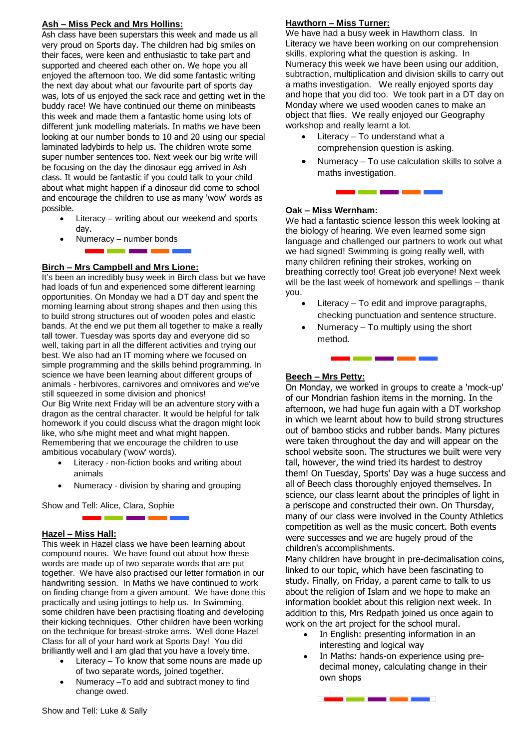## Ash – Miss Peck and Mrs Hollins:

Ash class have been superstars this week and made us all very proud on Sports day. The children had big smiles on their faces, were keen and enthusiastic to take part and supported and cheered each other on. We hope you all enjoyed the afternoon too. We did some fantastic writing the next day about what our favourite part of sports day was, lots of us enjoyed the sack race and getting wet in the buddy race! We have continued our theme on minibeasts this week and made them a fantastic home using lots of different junk modelling materials. In maths we have been looking at our number bonds to 10 and 20 using our special laminated ladybirds to help us. The children wrote some super number sentences too. Next week our big write will be focusing on the day the dinosaur egg arrived in Ash class. It would be fantastic if you could talk to your child about what might happen if a dinosaur did come to school and encourage the children to use as many 'wow' words as possible.

- Literacy – writing about our weekend and sports day.
- Numeracy – number bonds

## Birch – Mrs Campbell and Mrs Lione:

It's been an incredibly busy week in Birch class but we have had loads of fun and experienced some different learning opportunities. On Monday we had a DT day and spent the morning learning about strong shapes and then using this to build strong structures out of wooden poles and elastic bands. At the end we put them all together to make a really tall tower. Tuesday was sports day and everyone did so well, taking part in all the different activities and trying our best. We also had an IT morning where we focused on simple programming and the skills behind programming. In science we have been learning about different groups of animals - herbivores, carnivores and omnivores and we've still squeezed in some division and phonics!

Our Big Write next Friday will be an adventure story with a dragon as the central character. It would be helpful for talk homework if you could discuss what the dragon might look like, who s/he might meet and what might happen. Remembering that we encourage the children to use ambitious vocabulary ('wow' words).

- Literacy - non-fiction books and writing about animals
- Numeracy - division by sharing and grouping

Show and Tell: Alice, Clara, Sophie

## Hazel – Miss Hall:

This week in Hazel class we have been learning about compound nouns. We have found out about how these words are made up of two separate words that are put together. We have also practised our letter formation in our handwriting session. In Maths we have continued to work on finding change from a given amount. We have done this practically and using jottings to help us. In Swimming, some children have been practising floating and developing their kicking techniques. Other children have been working on the technique for breast-stroke arms. Well done Hazel Class for all of your hard work at Sports Day! You did brilliantly well and I am glad that you have a lovely time.

- Literacy – To know that some nouns are made up of two separate words, joined together.
- Numeracy –To add and subtract money to find change owed.

Show and Tell: Luke & Sally

## Hawthorn – Miss Turner:

We have had a busy week in Hawthorn class. In Literacy we have been working on our comprehension skills, exploring what the question is asking. In Numeracy this week we have been using our addition, subtraction, multiplication and division skills to carry out a maths investigation. We really enjoyed sports day and hope that you did too. We took part in a DT day on Monday where we used wooden canes to make an object that flies. We really enjoyed our Geography workshop and really learnt a lot.

- Literacy – To understand what a comprehension question is asking.
- Numeracy – To use calculation skills to solve a maths investigation.

## Oak – Miss Wernham:

We had a fantastic science lesson this week looking at the biology of hearing. We even learned some sign language and challenged our partners to work out what we had signed! Swimming is going really well, with many children refining their strokes, working on breathing correctly too! Great job everyone! Next week will be the last week of homework and spellings – thank you.

- Literacy – To edit and improve paragraphs, checking punctuation and sentence structure.
- Numeracy – To multiply using the short method.

## Beech – Mrs Petty:

On Monday, we worked in groups to create a 'mock-up' of our Mondrian fashion items in the morning. In the afternoon, we had huge fun again with a DT workshop in which we learnt about how to build strong structures out of bamboo sticks and rubber bands. Many pictures were taken throughout the day and will appear on the school website soon. The structures we built were very tall, however, the wind tried its hardest to destroy them! On Tuesday, Sports' Day was a huge success and all of Beech class thoroughly enjoyed themselves. In science, our class learnt about the principles of light in a periscope and constructed their own. On Thursday, many of our class were involved in the County Athletics competition as well as the music concert. Both events were successes and we are hugely proud of the children's accomplishments.

Many children have brought in pre-decimalisation coins, linked to our topic, which have been fascinating to study. Finally, on Friday, a parent came to talk to us about the religion of Islam and we hope to make an information booklet about this religion next week. In addition to this, Mrs Redpath joined us once again to work on the art project for the school mural.

- In English: presenting information in an interesting and logical way
- In Maths: hands-on experience using pre-decimal money, calculating change in their own shops